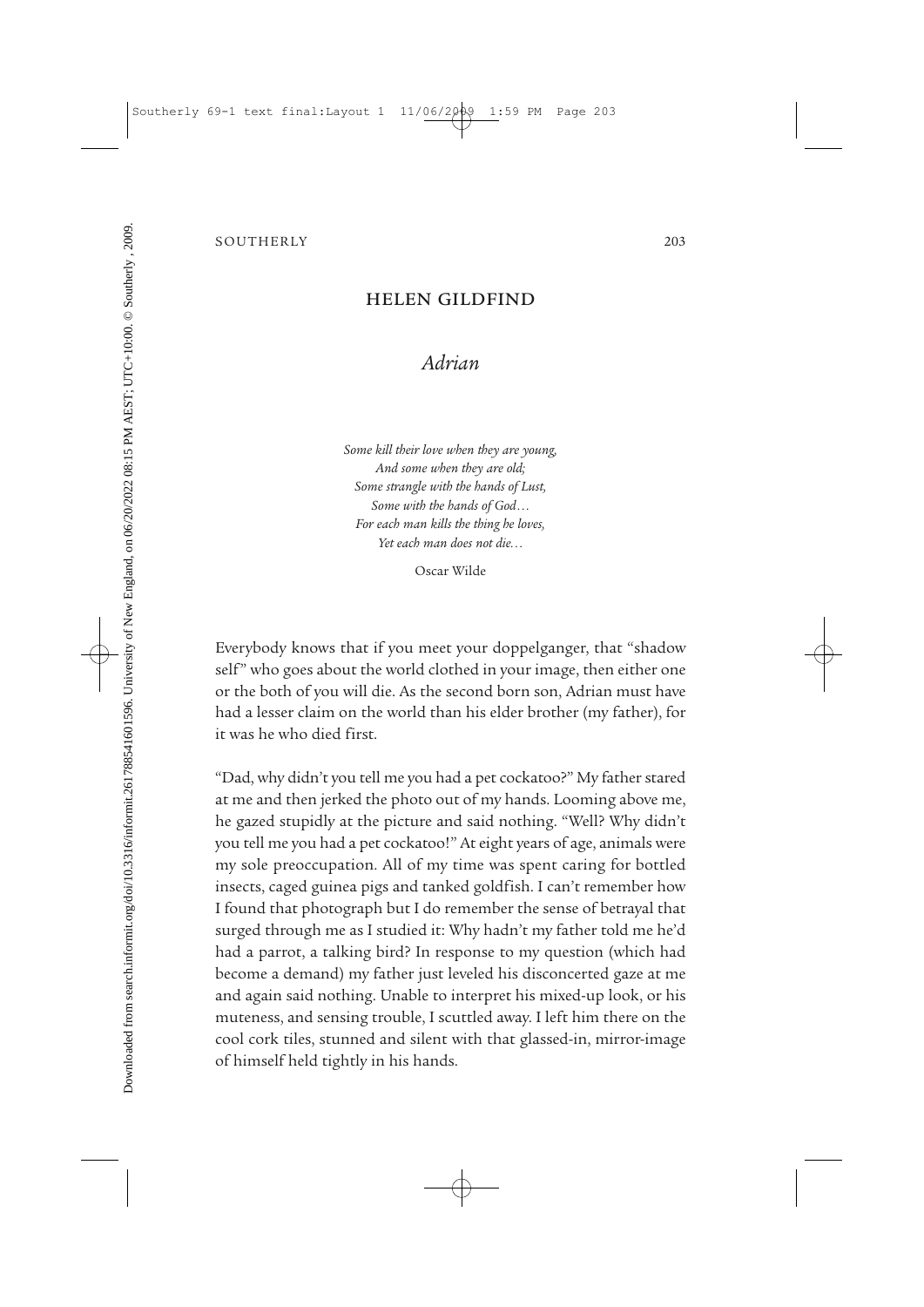## HELEN GILDFIND

# *Adrian*

*Some kill their love when they are young,*
*And some when they are old;*
*Some strangle with the hands of Lust,*
*Some with the hands of God…*
*For each man kills the thing he loves,*
*Yet each man does not die…*

Oscar Wilde

Everybody knows that if you meet your doppelganger, that "shadow self" who goes about the world clothed in your image, then either one or the both of you will die. As the second born son, Adrian must have had a lesser claim on the world than his elder brother (my father), for it was he who died first.

"Dad, why didn't you tell me you had a pet cockatoo?" My father stared at me and then jerked the photo out of my hands. Looming above me, he gazed stupidly at the picture and said nothing. "Well? Why didn't you tell me you had a pet cockatoo!" At eight years of age, animals were my sole preoccupation. All of my time was spent caring for bottled insects, caged guinea pigs and tanked goldfish. I can't remember how I found that photograph but I do remember the sense of betrayal that surged through me as I studied it: Why hadn't my father told me he'd had a parrot, a talking bird? In response to my question (which had become a demand) my father just leveled his disconcerted gaze at me and again said nothing. Unable to interpret his mixed-up look, or his muteness, and sensing trouble, I scuttled away. I left him there on the cool cork tiles, stunned and silent with that glassed-in, mirror-image of himself held tightly in his hands.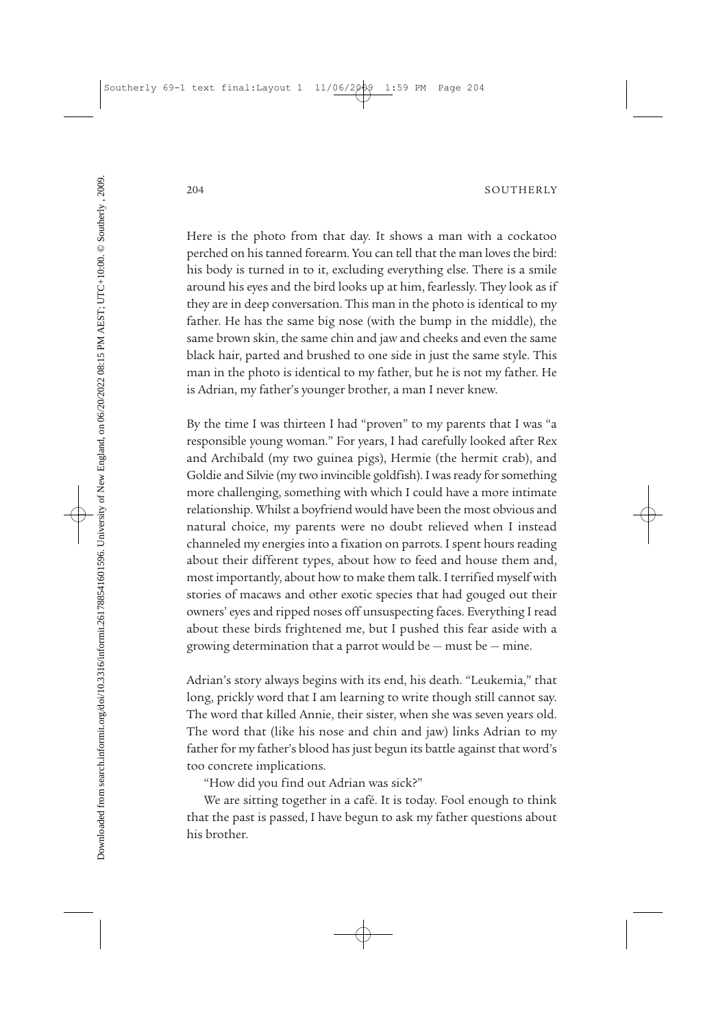Here is the photo from that day. It shows a man with a cockatoo perched on his tanned forearm. You can tell that the man loves the bird: his body is turned in to it, excluding everything else. There is a smile around his eyes and the bird looks up at him, fearlessly. They look as if they are in deep conversation. This man in the photo is identical to my father. He has the same big nose (with the bump in the middle), the same brown skin, the same chin and jaw and cheeks and even the same black hair, parted and brushed to one side in just the same style. This man in the photo is identical to my father, but he is not my father. He is Adrian, my father's younger brother, a man I never knew.

By the time I was thirteen I had "proven" to my parents that I was "a responsible young woman." For years, I had carefully looked after Rex and Archibald (my two guinea pigs), Hermie (the hermit crab), and Goldie and Silvie (my two invincible goldfish). I was ready for something more challenging, something with which I could have a more intimate relationship. Whilst a boyfriend would have been the most obvious and natural choice, my parents were no doubt relieved when I instead channeled my energies into a fixation on parrots. I spent hours reading about their different types, about how to feed and house them and, most importantly, about how to make them talk. I terrified myself with stories of macaws and other exotic species that had gouged out their owners' eyes and ripped noses off unsuspecting faces. Everything I read about these birds frightened me, but I pushed this fear aside with a growing determination that a parrot would be — must be — mine.

Adrian's story always begins with its end, his death. "Leukemia," that long, prickly word that I am learning to write though still cannot say. The word that killed Annie, their sister, when she was seven years old. The word that (like his nose and chin and jaw) links Adrian to my father for my father's blood has just begun its battle against that word's too concrete implications.

"How did you find out Adrian was sick?"

We are sitting together in a café. It is today. Fool enough to think that the past is passed, I have begun to ask my father questions about his brother.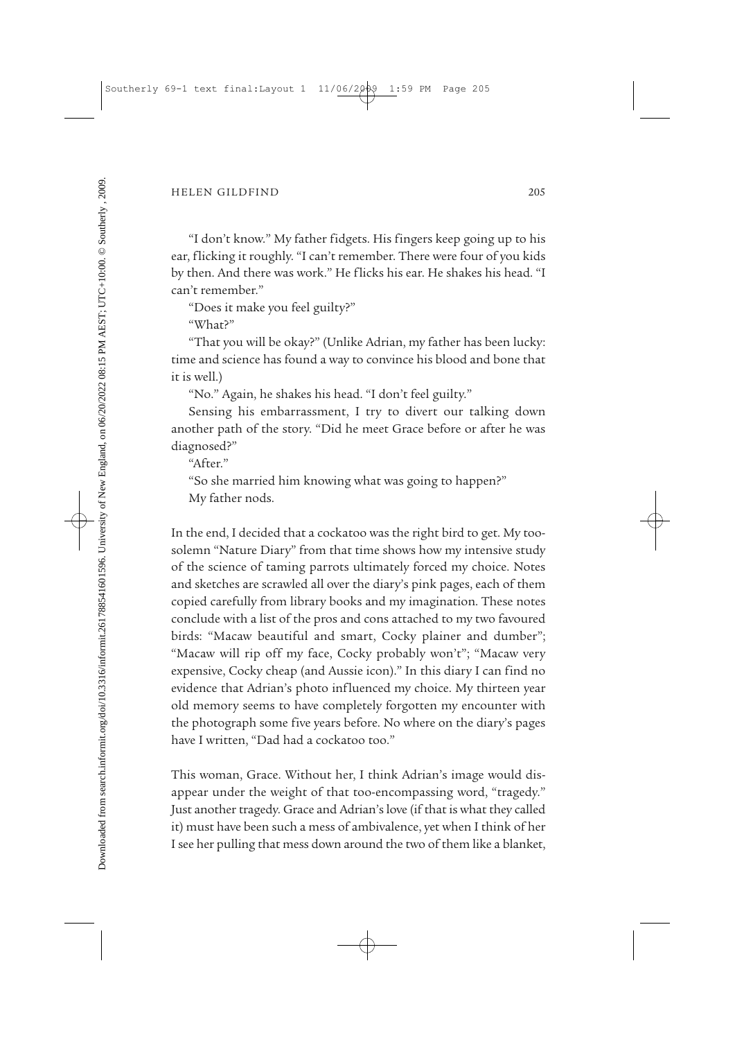"I don't know." My father fidgets. His fingers keep going up to his ear, flicking it roughly. "I can't remember. There were four of you kids by then. And there was work." He flicks his ear. He shakes his head. "I can't remember."

"Does it make you feel guilty?"

"What?"

"That you will be okay?" (Unlike Adrian, my father has been lucky: time and science has found a way to convince his blood and bone that it is well.)

"No." Again, he shakes his head. "I don't feel guilty."

Sensing his embarrassment, I try to divert our talking down another path of the story. "Did he meet Grace before or after he was diagnosed?"

"After."

"So she married him knowing what was going to happen?"

My father nods.

In the end, I decided that a cockatoo was the right bird to get. My too-solemn "Nature Diary" from that time shows how my intensive study of the science of taming parrots ultimately forced my choice. Notes and sketches are scrawled all over the diary's pink pages, each of them copied carefully from library books and my imagination. These notes conclude with a list of the pros and cons attached to my two favoured birds: "Macaw beautiful and smart, Cocky plainer and dumber"; "Macaw will rip off my face, Cocky probably won't"; "Macaw very expensive, Cocky cheap (and Aussie icon)." In this diary I can find no evidence that Adrian's photo influenced my choice. My thirteen year old memory seems to have completely forgotten my encounter with the photograph some five years before. No where on the diary's pages have I written, "Dad had a cockatoo too."

This woman, Grace. Without her, I think Adrian's image would disappear under the weight of that too-encompassing word, "tragedy." Just another tragedy. Grace and Adrian's love (if that is what they called it) must have been such a mess of ambivalence, yet when I think of her I see her pulling that mess down around the two of them like a blanket,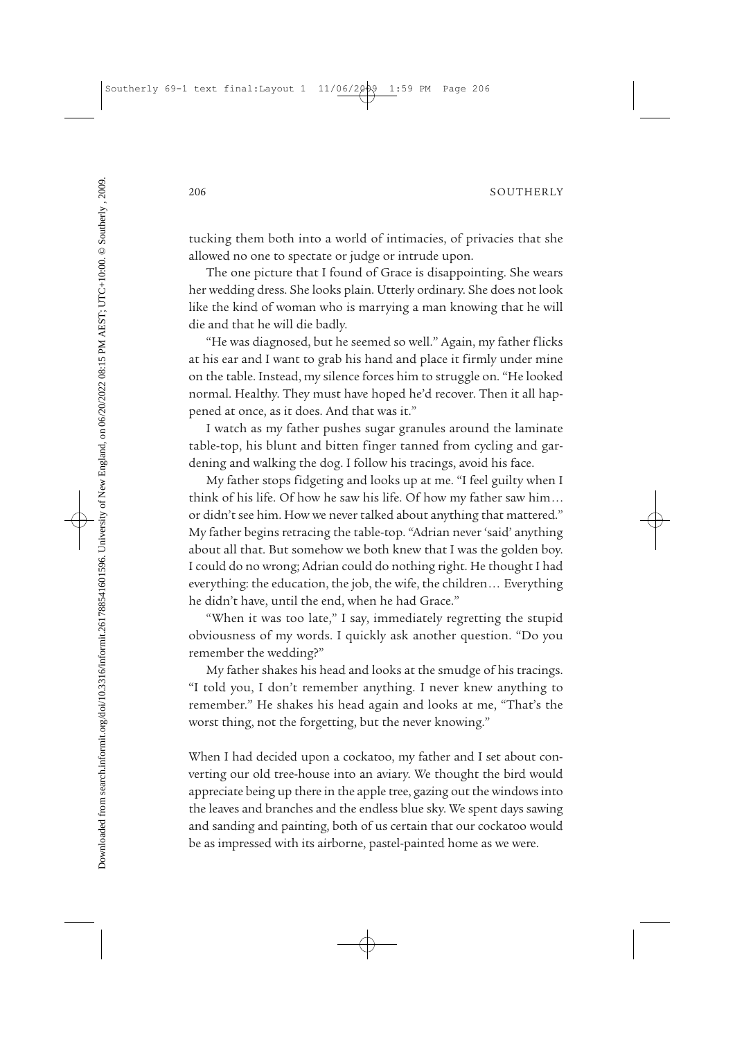tucking them both into a world of intimacies, of privacies that she allowed no one to spectate or judge or intrude upon.

The one picture that I found of Grace is disappointing. She wears her wedding dress. She looks plain. Utterly ordinary. She does not look like the kind of woman who is marrying a man knowing that he will die and that he will die badly.

"He was diagnosed, but he seemed so well." Again, my father flicks at his ear and I want to grab his hand and place it firmly under mine on the table. Instead, my silence forces him to struggle on. "He looked normal. Healthy. They must have hoped he'd recover. Then it all happened at once, as it does. And that was it."

I watch as my father pushes sugar granules around the laminate table-top, his blunt and bitten finger tanned from cycling and gardening and walking the dog. I follow his tracings, avoid his face.

My father stops fidgeting and looks up at me. "I feel guilty when I think of his life. Of how he saw his life. Of how my father saw him… or didn't see him. How we never talked about anything that mattered." My father begins retracing the table-top. "Adrian never 'said' anything about all that. But somehow we both knew that I was the golden boy. I could do no wrong; Adrian could do nothing right. He thought I had everything: the education, the job, the wife, the children… Everything he didn't have, until the end, when he had Grace."

"When it was too late," I say, immediately regretting the stupid obviousness of my words. I quickly ask another question. "Do you remember the wedding?"

My father shakes his head and looks at the smudge of his tracings. "I told you, I don't remember anything. I never knew anything to remember." He shakes his head again and looks at me, "That's the worst thing, not the forgetting, but the never knowing."

When I had decided upon a cockatoo, my father and I set about converting our old tree-house into an aviary. We thought the bird would appreciate being up there in the apple tree, gazing out the windows into the leaves and branches and the endless blue sky. We spent days sawing and sanding and painting, both of us certain that our cockatoo would be as impressed with its airborne, pastel-painted home as we were.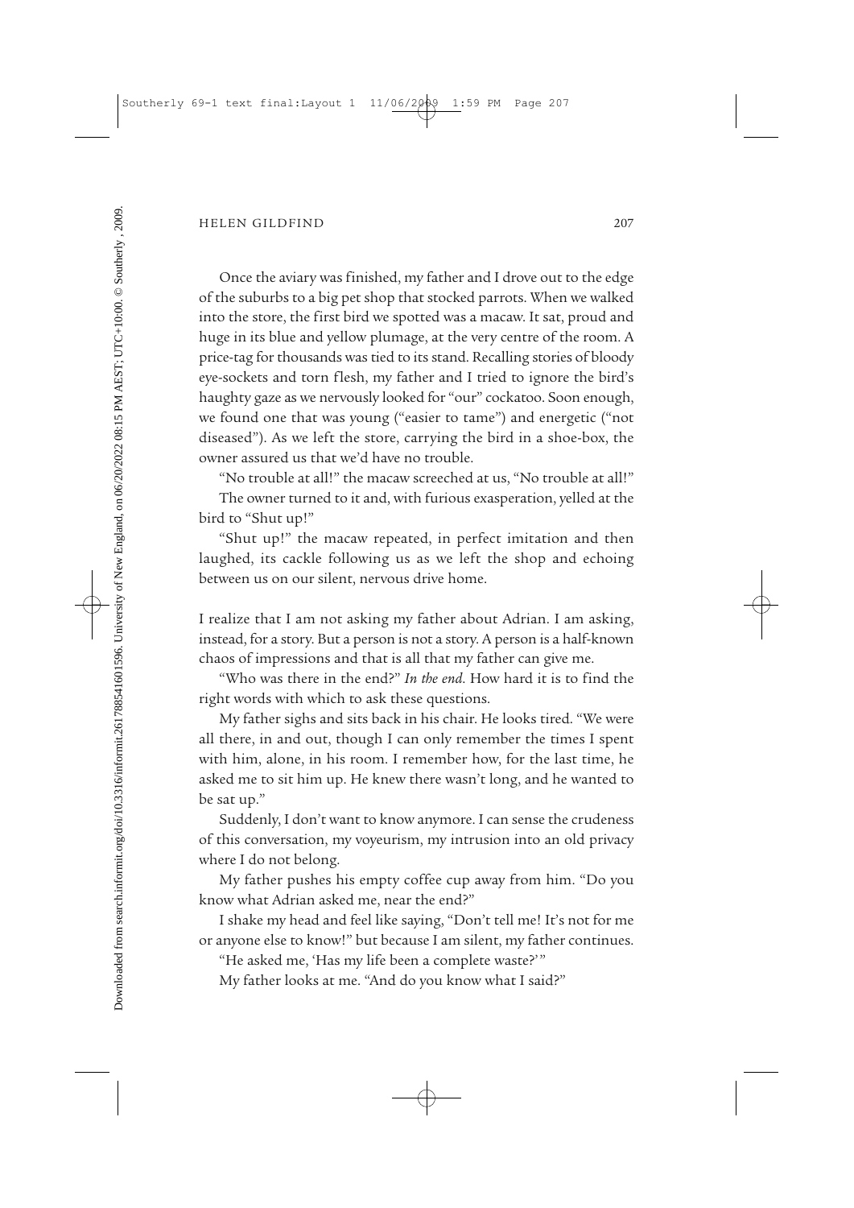Once the aviary was finished, my father and I drove out to the edge of the suburbs to a big pet shop that stocked parrots. When we walked into the store, the first bird we spotted was a macaw. It sat, proud and huge in its blue and yellow plumage, at the very centre of the room. A price-tag for thousands was tied to its stand. Recalling stories of bloody eye-sockets and torn flesh, my father and I tried to ignore the bird's haughty gaze as we nervously looked for "our" cockatoo. Soon enough, we found one that was young ("easier to tame") and energetic ("not diseased"). As we left the store, carrying the bird in a shoe-box, the owner assured us that we'd have no trouble.

"No trouble at all!" the macaw screeched at us, "No trouble at all!"

The owner turned to it and, with furious exasperation, yelled at the bird to "Shut up!"

"Shut up!" the macaw repeated, in perfect imitation and then laughed, its cackle following us as we left the shop and echoing between us on our silent, nervous drive home.

I realize that I am not asking my father about Adrian. I am asking, instead, for a story. But a person is not a story. A person is a half-known chaos of impressions and that is all that my father can give me.

"Who was there in the end?" *In the end*. How hard it is to find the right words with which to ask these questions.

My father sighs and sits back in his chair. He looks tired. "We were all there, in and out, though I can only remember the times I spent with him, alone, in his room. I remember how, for the last time, he asked me to sit him up. He knew there wasn't long, and he wanted to be sat up."

Suddenly, I don't want to know anymore. I can sense the crudeness of this conversation, my voyeurism, my intrusion into an old privacy where I do not belong.

My father pushes his empty coffee cup away from him. "Do you know what Adrian asked me, near the end?"

I shake my head and feel like saying, "Don't tell me! It's not for me or anyone else to know!" but because I am silent, my father continues.

"He asked me, 'Has my life been a complete waste?'"

My father looks at me. "And do you know what I said?"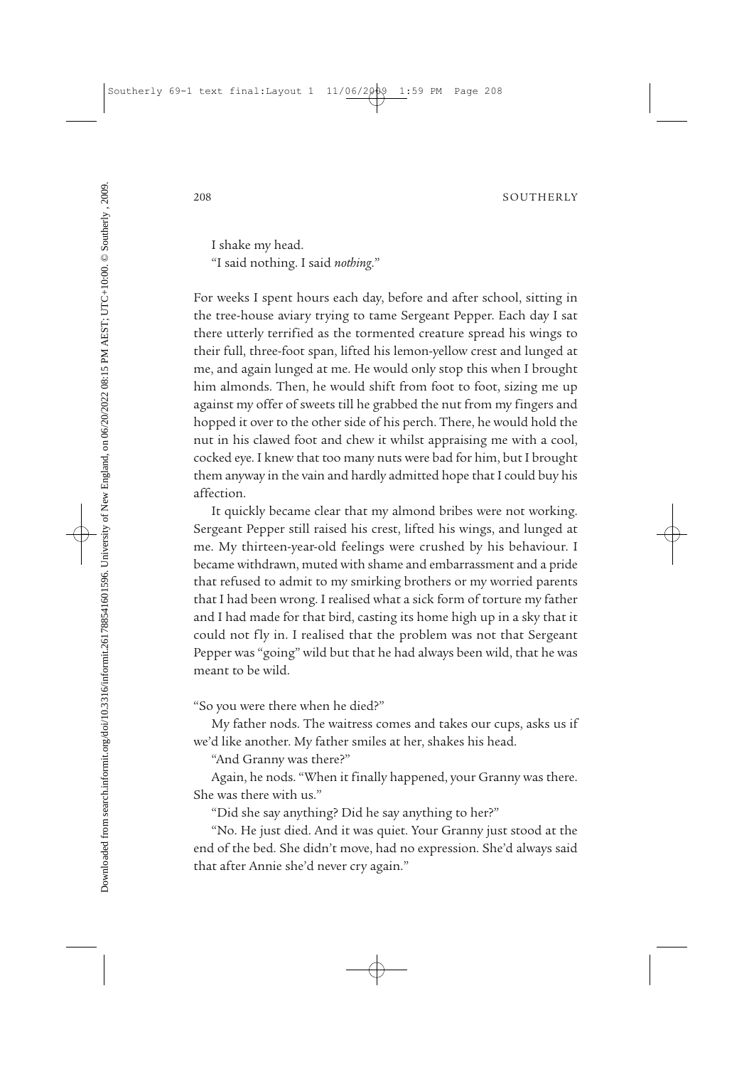I shake my head.

"I said nothing. I said *nothing*."

For weeks I spent hours each day, before and after school, sitting in the tree-house aviary trying to tame Sergeant Pepper. Each day I sat there utterly terrified as the tormented creature spread his wings to their full, three-foot span, lifted his lemon-yellow crest and lunged at me, and again lunged at me. He would only stop this when I brought him almonds. Then, he would shift from foot to foot, sizing me up against my offer of sweets till he grabbed the nut from my fingers and hopped it over to the other side of his perch. There, he would hold the nut in his clawed foot and chew it whilst appraising me with a cool, cocked eye. I knew that too many nuts were bad for him, but I brought them anyway in the vain and hardly admitted hope that I could buy his affection.

It quickly became clear that my almond bribes were not working. Sergeant Pepper still raised his crest, lifted his wings, and lunged at me. My thirteen-year-old feelings were crushed by his behaviour. I became withdrawn, muted with shame and embarrassment and a pride that refused to admit to my smirking brothers or my worried parents that I had been wrong. I realised what a sick form of torture my father and I had made for that bird, casting its home high up in a sky that it could not fly in. I realised that the problem was not that Sergeant Pepper was "going" wild but that he had always been wild, that he was meant to be wild.

"So you were there when he died?"

My father nods. The waitress comes and takes our cups, asks us if we'd like another. My father smiles at her, shakes his head.

"And Granny was there?"

Again, he nods. "When it finally happened, your Granny was there. She was there with us."

"Did she say anything? Did he say anything to her?"

"No. He just died. And it was quiet. Your Granny just stood at the end of the bed. She didn't move, had no expression. She'd always said that after Annie she'd never cry again."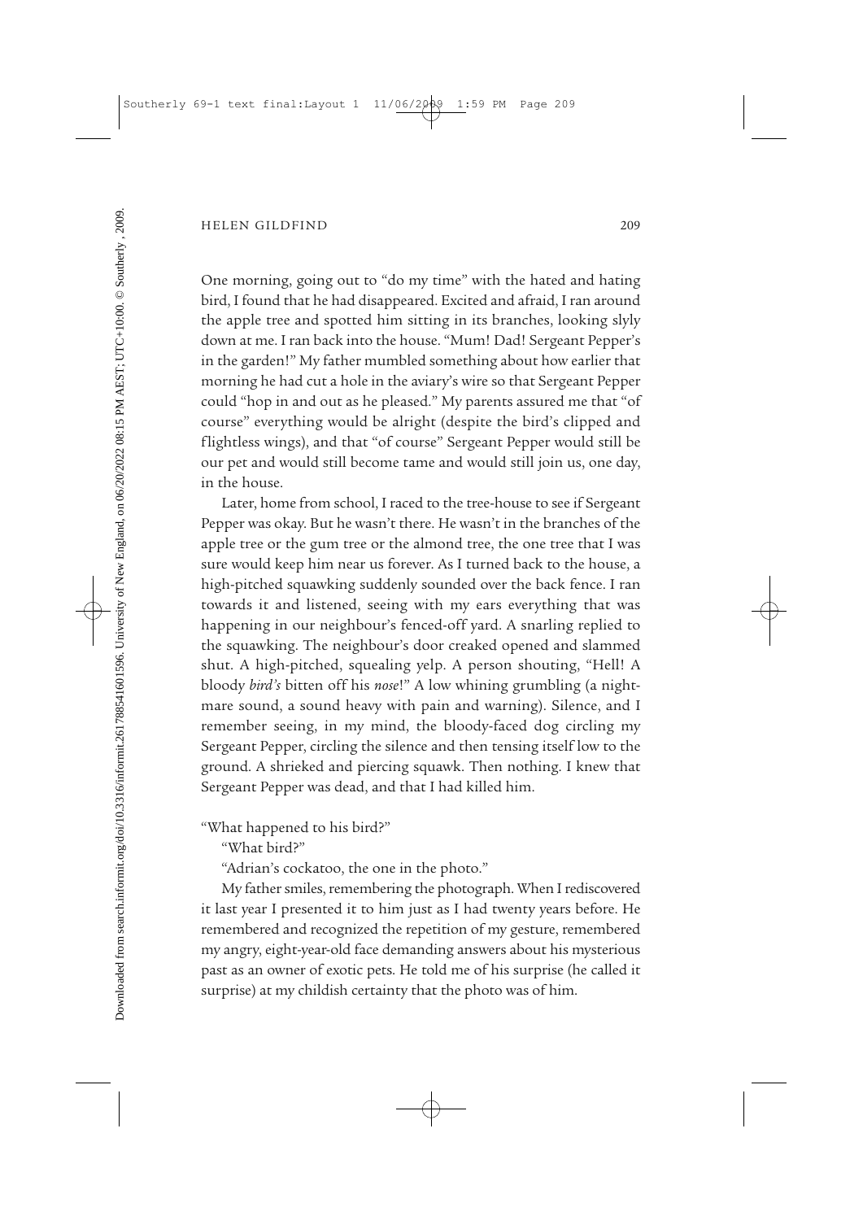One morning, going out to "do my time" with the hated and hating bird, I found that he had disappeared. Excited and afraid, I ran around the apple tree and spotted him sitting in its branches, looking slyly down at me. I ran back into the house. "Mum! Dad! Sergeant Pepper's in the garden!" My father mumbled something about how earlier that morning he had cut a hole in the aviary's wire so that Sergeant Pepper could "hop in and out as he pleased." My parents assured me that "of course" everything would be alright (despite the bird's clipped and flightless wings), and that "of course" Sergeant Pepper would still be our pet and would still become tame and would still join us, one day, in the house.

Later, home from school, I raced to the tree-house to see if Sergeant Pepper was okay. But he wasn't there. He wasn't in the branches of the apple tree or the gum tree or the almond tree, the one tree that I was sure would keep him near us forever. As I turned back to the house, a high-pitched squawking suddenly sounded over the back fence. I ran towards it and listened, seeing with my ears everything that was happening in our neighbour's fenced-off yard. A snarling replied to the squawking. The neighbour's door creaked opened and slammed shut. A high-pitched, squealing yelp. A person shouting, "Hell! A bloody *bird's* bitten off his *nose*!" A low whining grumbling (a nightmare sound, a sound heavy with pain and warning). Silence, and I remember seeing, in my mind, the bloody-faced dog circling my Sergeant Pepper, circling the silence and then tensing itself low to the ground. A shrieked and piercing squawk. Then nothing. I knew that Sergeant Pepper was dead, and that I had killed him.

"What happened to his bird?"

"What bird?"

"Adrian's cockatoo, the one in the photo."

My father smiles, remembering the photograph. When I rediscovered it last year I presented it to him just as I had twenty years before. He remembered and recognized the repetition of my gesture, remembered my angry, eight-year-old face demanding answers about his mysterious past as an owner of exotic pets. He told me of his surprise (he called it surprise) at my childish certainty that the photo was of him.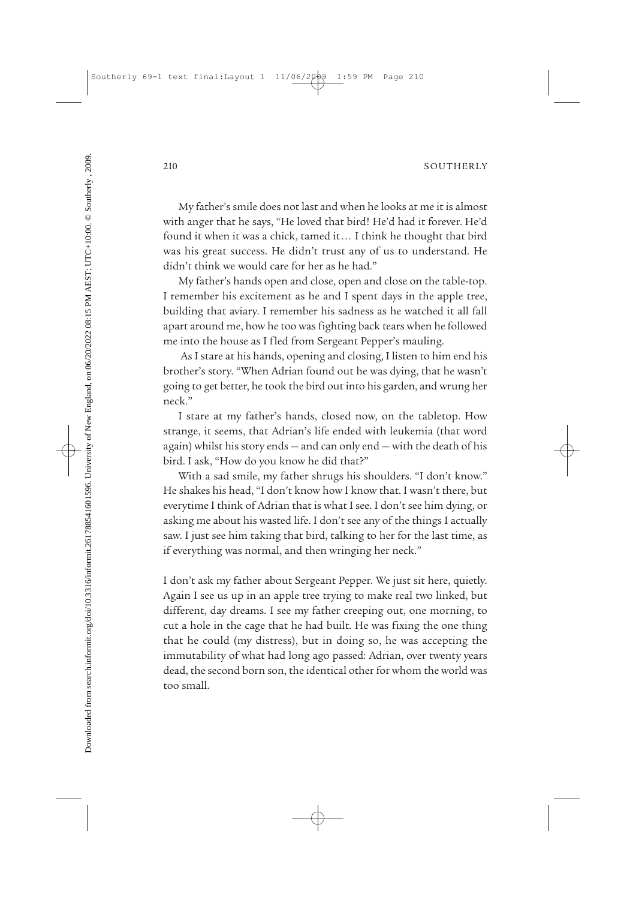My father's smile does not last and when he looks at me it is almost with anger that he says, "He loved that bird! He'd had it forever. He'd found it when it was a chick, tamed it… I think he thought that bird was his great success. He didn't trust any of us to understand. He didn't think we would care for her as he had."

My father's hands open and close, open and close on the table-top. I remember his excitement as he and I spent days in the apple tree, building that aviary. I remember his sadness as he watched it all fall apart around me, how he too was fighting back tears when he followed me into the house as I fled from Sergeant Pepper's mauling.

As I stare at his hands, opening and closing, I listen to him end his brother's story. "When Adrian found out he was dying, that he wasn't going to get better, he took the bird out into his garden, and wrung her neck."

I stare at my father's hands, closed now, on the tabletop. How strange, it seems, that Adrian's life ended with leukemia (that word again) whilst his story ends – and can only end – with the death of his bird. I ask, "How do you know he did that?"

With a sad smile, my father shrugs his shoulders. "I don't know." He shakes his head, "I don't know how I know that. I wasn't there, but everytime I think of Adrian that is what I see. I don't see him dying, or asking me about his wasted life. I don't see any of the things I actually saw. I just see him taking that bird, talking to her for the last time, as if everything was normal, and then wringing her neck."

I don't ask my father about Sergeant Pepper. We just sit here, quietly. Again I see us up in an apple tree trying to make real two linked, but different, day dreams. I see my father creeping out, one morning, to cut a hole in the cage that he had built. He was fixing the one thing that he could (my distress), but in doing so, he was accepting the immutability of what had long ago passed: Adrian, over twenty years dead, the second born son, the identical other for whom the world was too small.